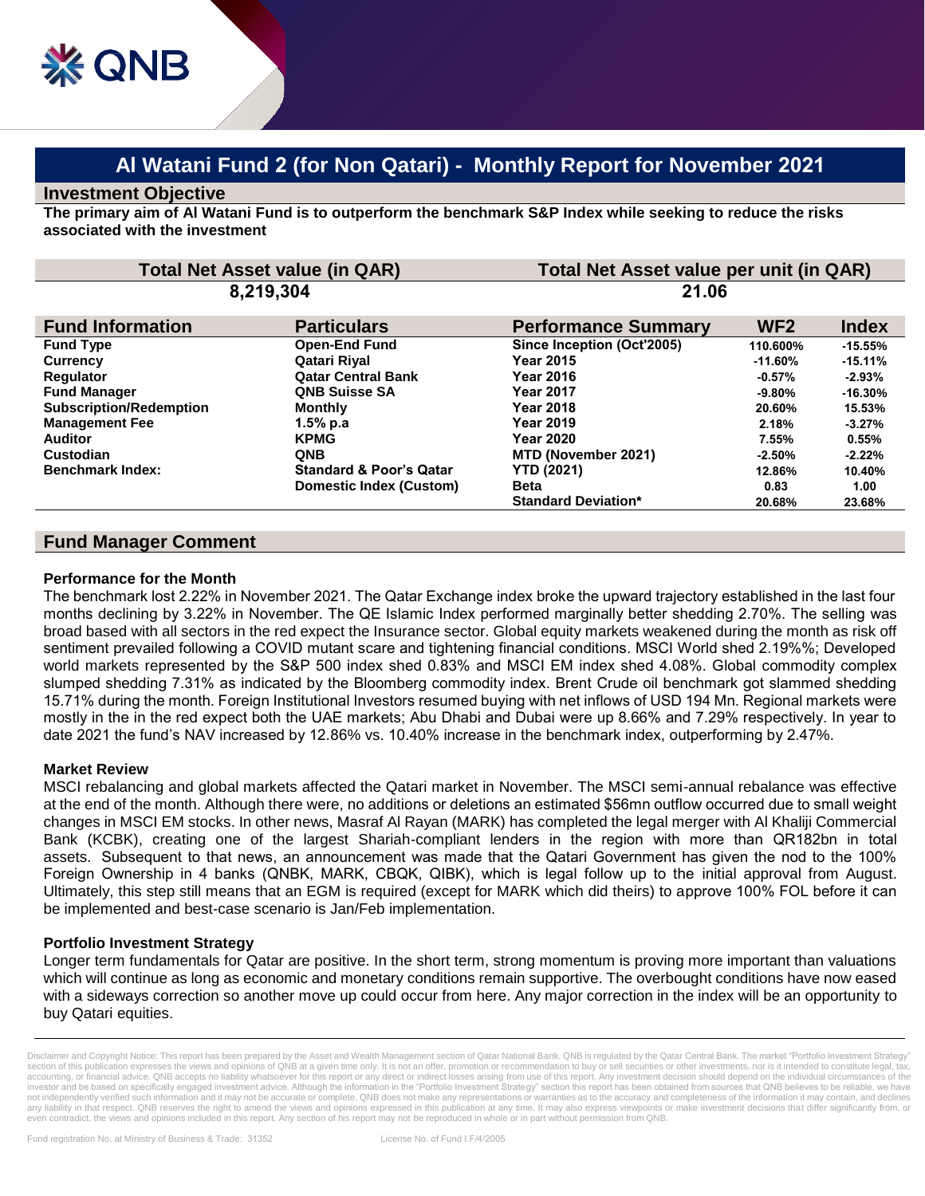# Al Watani Fund 2 (for Non Qatari) - Monthly Report for November 2021

## Investment Objective

**The primary aim of Al Watani Fund is to outperform the benchmark S&P Index while seeking to reduce the risks associated with the investment**

| Total Net Asset value (in QAR) | Total Net Asset value per unit (in QAR) |
|---|---|
| 8,219,304 | 21.06 |

| Fund Information | Particulars |
|---|---|
| Fund Type | Open-End Fund |
| Currency | Qatari Riyal |
| Regulator | Qatar Central Bank |
| Fund Manager | QNB Suisse SA |
| Subscription/Redemption | Monthly |
| Management Fee | 1.5% p.a |
| Auditor | KPMG |
| Custodian | QNB |
| Benchmark Index: | Standard & Poor's Qatar Domestic Index (Custom) |

| Performance Summary | WF2 | Index |
|---|---|---|
| Since Inception (Oct'2005) | 110.600% | -15.55% |
| Year 2015 | -11.60% | -15.11% |
| Year 2016 | -0.57% | -2.93% |
| Year 2017 | -9.80% | -16.30% |
| Year 2018 | 20.60% | 15.53% |
| Year 2019 | 2.18% | -3.27% |
| Year 2020 | 7.55% | 0.55% |
| MTD (November 2021) | -2.50% | -2.22% |
| YTD (2021) | 12.86% | 10.40% |
| Beta | 0.83 | 1.00 |
| Standard Deviation* | 20.68% | 23.68% |

## Fund Manager Comment

### Performance for the Month

The benchmark lost 2.22% in November 2021. The Qatar Exchange index broke the upward trajectory established in the last four months declining by 3.22% in November. The QE Islamic Index performed marginally better shedding 2.70%. The selling was broad based with all sectors in the red expect the Insurance sector. Global equity markets weakened during the month as risk off sentiment prevailed following a COVID mutant scare and tightening financial conditions. MSCI World shed 2.19%%; Developed world markets represented by the S&P 500 index shed 0.83% and MSCI EM index shed 4.08%. Global commodity complex slumped shedding 7.31% as indicated by the Bloomberg commodity index. Brent Crude oil benchmark got slammed shedding 15.71% during the month. Foreign Institutional Investors resumed buying with net inflows of USD 194 Mn. Regional markets were mostly in the in the red expect both the UAE markets; Abu Dhabi and Dubai were up 8.66% and 7.29% respectively. In year to date 2021 the fund's NAV increased by 12.86% vs. 10.40% increase in the benchmark index, outperforming by 2.47%.

### Market Review

MSCI rebalancing and global markets affected the Qatari market in November. The MSCI semi-annual rebalance was effective at the end of the month. Although there were, no additions or deletions an estimated $56mn outflow occurred due to small weight changes in MSCI EM stocks. In other news, Masraf Al Rayan (MARK) has completed the legal merger with Al Khaliji Commercial Bank (KCBK), creating one of the largest Shariah-compliant lenders in the region with more than QR182bn in total assets. Subsequent to that news, an announcement was made that the Qatari Government has given the nod to the 100% Foreign Ownership in 4 banks (QNBK, MARK, CBQK, QIBK), which is legal follow up to the initial approval from August. Ultimately, this step still means that an EGM is required (except for MARK which did theirs) to approve 100% FOL before it can be implemented and best-case scenario is Jan/Feb implementation.

### Portfolio Investment Strategy

Longer term fundamentals for Qatar are positive. In the short term, strong momentum is proving more important than valuations which will continue as long as economic and monetary conditions remain supportive. The overbought conditions have now eased with a sideways correction so another move up could occur from here. Any major correction in the index will be an opportunity to buy Qatari equities.

---

Disclaimer and Copyright Notice: This report has been prepared by the Asset and Wealth Management section of Qatar National Bank. QNB is regulated by the Qatar Central Bank. The market "Portfolio Investment Strategy" section of this publication expresses the views and opinions of QNB at a given time only. It is not an offer, promotion or recommendation to buy or sell securities or other investments, nor is it intended to constitute legal, tax, accounting, or financial advice. QNB accepts no liability whatsoever for this report or any direct or indirect losses arising from use of this report. Any investment decision should depend on the individual circumstances of the investor and be based on specifically engaged investment advice. Although the information in the "Portfolio Investment Strategy" section this report has been obtained from sources that QNB believes to be reliable, we have not independently verified such information and it may not be accurate or complete. QNB does not make any representations or warranties as to the accuracy and completeness of the information it may contain, and declines any liability in that respect. QNB reserves the right to amend the views and opinions expressed in this publication at any time. It may also express viewpoints or make investment decisions that differ significantly from, or even contradict, the views and opinions included in this report. Any section of his report may not be reproduced in whole or in part without permission from QNB.

Fund registration No. at Ministry of Business & Trade: 31352 License No. of Fund I.F/4/2005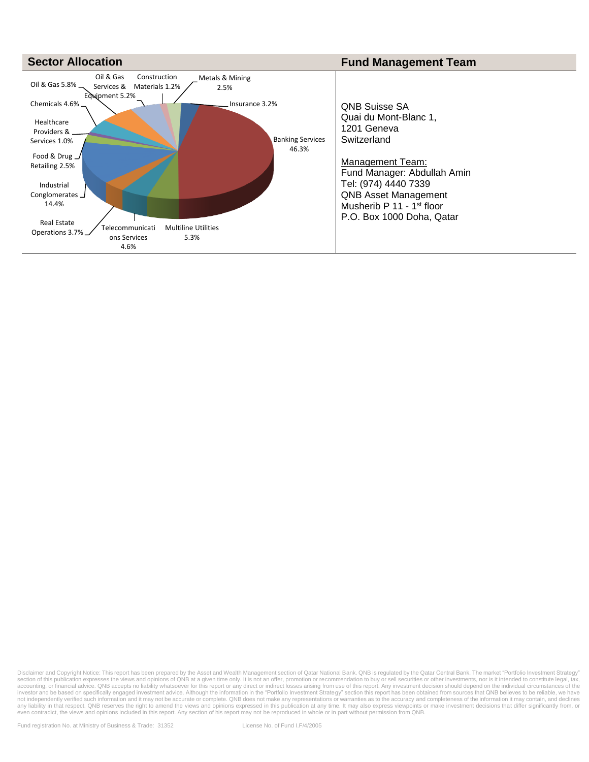## Sector Allocation

Oil & Gas 5.8%
Oil & Gas Services & Equipment 5.2%
Construction Materials 1.2%
Metals & Mining 2.5%
Insurance 3.2%
Chemicals 4.6%
Healthcare Providers & Services 1.0%
Food & Drug Retailing 2.5%
Industrial Conglomerates 14.4%
Real Estate Operations 3.7%
Telecommunications Services 4.6%
Multiline Utilities 5.3%
Banking Services 46.3%

## Fund Management Team

QNB Suisse SA
Quai du Mont-Blanc 1,
1201 Geneva
Switzerland

Management Team:
Fund Manager: Abdullah Amin
Tel: (974) 4440 7339
QNB Asset Management
Musherib P 11 - 1st floor
P.O. Box 1000 Doha, Qatar

Disclaimer and Copyright Notice: This report has been prepared by the Asset and Wealth Management section of Qatar National Bank. QNB is regulated by the Qatar Central Bank. The market "Portfolio Investment Strategy" section of this publication expresses the views and opinions of QNB at a given time only. It is not an offer, promotion or recommendation to buy or sell securities or other investments, nor is it intended to constitute legal, tax, accounting, or financial advice. QNB accepts no liability whatsoever for this report or any direct or indirect losses arising from use of this report. Any investment decision should depend on the individual circumstances of the investor and be based on specifically engaged investment advice. Although the information in the "Portfolio Investment Strategy" section this report has been obtained from sources that QNB believes to be reliable, we have not independently verified such information and it may not be accurate or complete. QNB does not make any representations or warranties as to the accuracy and completeness of the information it may contain, and declines any liability in that respect. QNB reserves the right to amend the views and opinions expressed in this publication at any time. It may also express viewpoints or make investment decisions that differ significantly from, or even contradict, the views and opinions included in this report. Any section of his report may not be reproduced in whole or in part without permission from QNB.

Fund registration No. at Ministry of Business & Trade: 31352

License No. of Fund I.F/4/2005